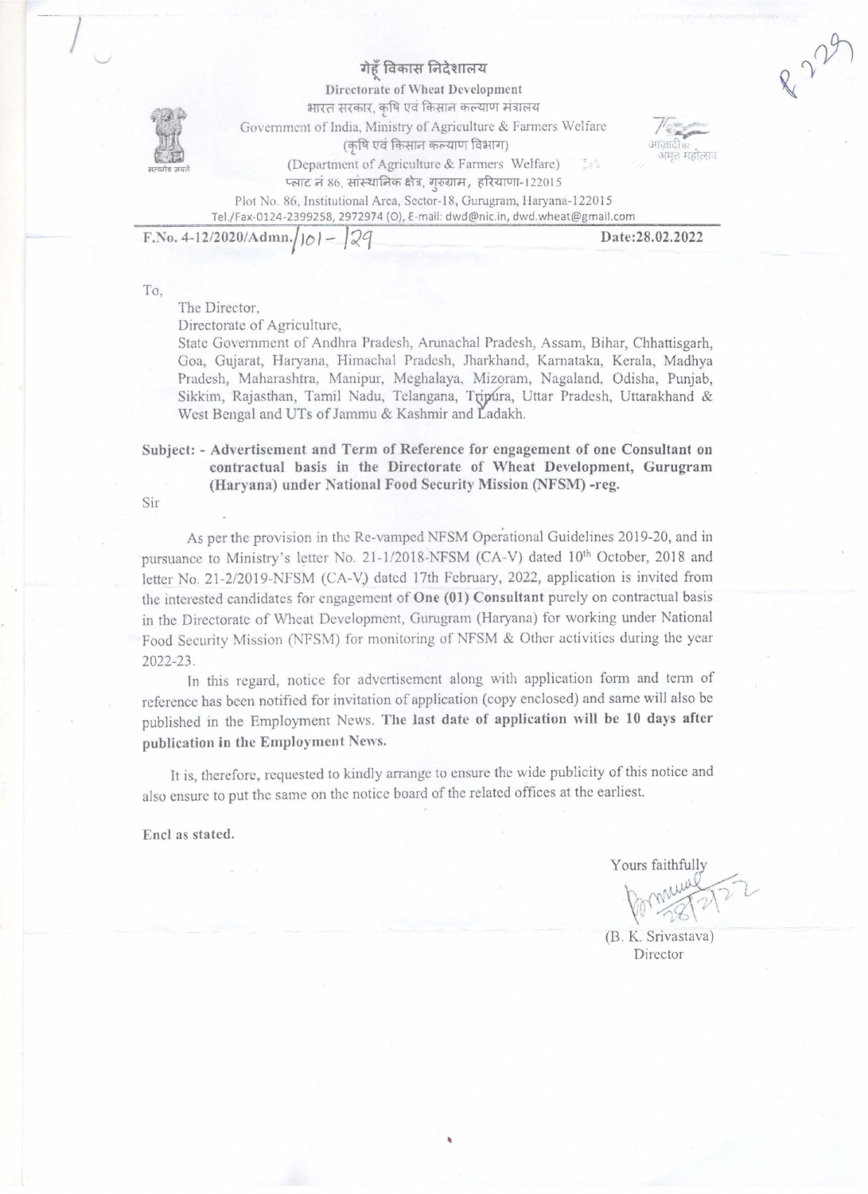गेहूँ विकास निदेशालय

Directorate of Wheat Development

भारत सरकार, कृषि एवं किसान कल्याण मंत्रालय

Government of India, Ministry of Agriculture & Farmers Welfare

(कृषि एवं किसान कल्याण विभाग)

(Department of Agriculture & Farmers Welfare)

प्लाट नं 86, संस्थानिक क्षेत्र, गुरुग्राम, हरियाणा-122015

Plot No. 86, Institutional Area, Sector-18, Gurugram, Haryana-122015

Tel./Fax-0124-2399258, 2972974 (O), E-mail: dwd@nic.in, dwd.wheat@gmail.com

**F.No. 4-12/2020/Admn./101 – 129** **Date:28.02.2022**

To,

The Director,
Directorate of Agriculture,
State Government of Andhra Pradesh, Arunachal Pradesh, Assam, Bihar, Chhattisgarh, Goa, Gujarat, Haryana, Himachal Pradesh, Jharkhand, Karnataka, Kerala, Madhya Pradesh, Maharashtra, Manipur, Meghalaya, Mizoram, Nagaland, Odisha, Punjab, Sikkim, Rajasthan, Tamil Nadu, Telangana, Tripura, Uttar Pradesh, Uttarakhand & West Bengal and UTs of Jammu & Kashmir and Ladakh.

**Subject: - Advertisement and Term of Reference for engagement of one Consultant on contractual basis in the Directorate of Wheat Development, Gurugram (Haryana) under National Food Security Mission (NFSM) -reg.**

Sir

As per the provision in the Re-vamped NFSM Operational Guidelines 2019-20, and in pursuance to Ministry's letter No. 21-1/2018-NFSM (CA-V) dated 10th October, 2018 and letter No. 21-2/2019-NFSM (CA-V) dated 17th February, 2022, application is invited from the interested candidates for engagement of **One (01) Consultant** purely on contractual basis in the Directorate of Wheat Development, Gurugram (Haryana) for working under National Food Security Mission (NFSM) for monitoring of NFSM & Other activities during the year 2022-23.

In this regard, notice for advertisement along with application form and term of reference has been notified for invitation of application (copy enclosed) and same will also be published in the Employment News. **The last date of application will be 10 days after publication in the Employment News.**

It is, therefore, requested to kindly arrange to ensure the wide publicity of this notice and also ensure to put the same on the notice board of the related offices at the earliest.

**Encl as stated.**

Yours faithfully

28/2/22

(B. K. Srivastava)
Director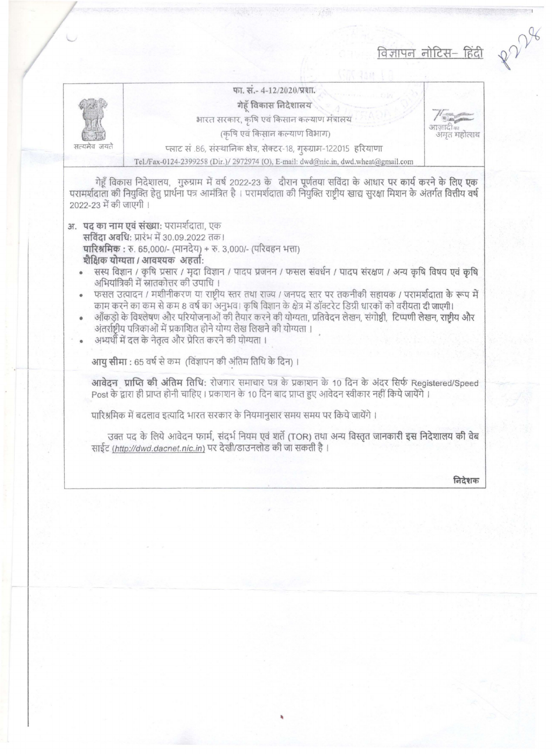विज्ञापन नोटिस- हिंदी

फा. सं.- 4-12/2020/प्रशा.

**गेहूँ विकास निदेशालय**

भारत सरकार, कृषि एवं किसान कल्याण मंत्रालय

(कृषि एवं किसान कल्याण विभाग)

प्लाट सं .86, संस्थानिक क्षेत्र, सेक्टर-18, गुरुग्राम-122015 हरियाणा

Tel./Fax-0124-2399258 (Dir.)/ 2972974 (O), E-mail: dwd@nic.in, dwd.wheat@gmail.com

सत्यमेव जयते

आज़ादी का अमृत महोत्सव

गेहूँ विकास निदेशालय, गुरुग्राम में वर्ष 2022-23 के दौरान पूर्णतया सविंदा के आधार पर कार्य करने के लिए एक परामर्शदाता की नियुक्ति हेतु प्रार्थना पत्र आमंत्रित है । परामर्शदाता की नियुक्ति राष्ट्रीय खाद्य सुरक्षा मिशन के अंतर्गत वित्तीय वर्ष 2022-23 में की जाएगी ।

अ. **पद का नाम एवं संख्या:** परामर्शदाता, एक

**सविंदा अवधि:** प्रारंभ में 30.09.2022 तक।

**पारिश्रमिक :** रु. 65,000/- (मानदेय) + रु. 3,000/- (परिवहन भत्ता)

**शैक्षिक योग्यता / आवश्यक अहर्ता:**

- सस्य विज्ञान / कृषि प्रसार / मृदा विज्ञान / पादप प्रजनन / फसल संवर्धन / पादप संरक्षण / अन्य कृषि विषय एवं कृषि अभियांत्रिकी में स्नातकोत्तर की उपाधि ।
- फसल उत्पादन / मशीनीकरण या राष्ट्रीय स्तर तथा राज्य / जनपद स्तर पर तकनीकी सहायक / परामर्शदाता के रूप में काम करने का कम से कम 8 वर्ष का अनुभव। कृषि विज्ञान के क्षेत्र में डॉक्टरेट डिग्री धारकों को वरीयता दी जाएगी।
- आँकड़ो के विश्लेषण और परियोजनाओं की तैयार करने की योग्यता, प्रतिवेदन लेखन, संगोष्ठी, टिप्पणी लेखन, राष्ट्रीय और अंतर्राष्ट्रीय पत्रिकाओं में प्रकाशित होने योग्य लेख लिखने की योग्यता ।
- अभ्यर्थी में दल के नेतृत्व और प्रेरित करने की योग्यता ।

**आयु सीमा :** 65 वर्ष से कम (विज्ञापन की अंतिम तिथि के दिन) ।

**आवेदन प्राप्ति की अंतिम तिथि:** रोजगार समाचार पत्र के प्रकाशन के 10 दिन के अंदर सिर्फ Registered/Speed Post के द्वारा ही प्राप्त होनी चाहिए । प्रकाशन के 10 दिन बाद प्राप्त हुए आवेदन स्वीकार नहीं किये जायेंगे ।

पारिश्रमिक में बदलाव इत्यादि भारत सरकार के नियमानुसार समय समय पर किये जायेंगे ।

उक्त पद के लिये आवेदन फार्म, संदर्भ नियम एवं शर्ते (TOR) तथा अन्य विस्तृत जानकारी इस निदेशालय की वेब साईट (*http://dwd.dacnet.nic.in*) पर देखी/डाउनलोड की जा सकती है ।

**निदेशक**